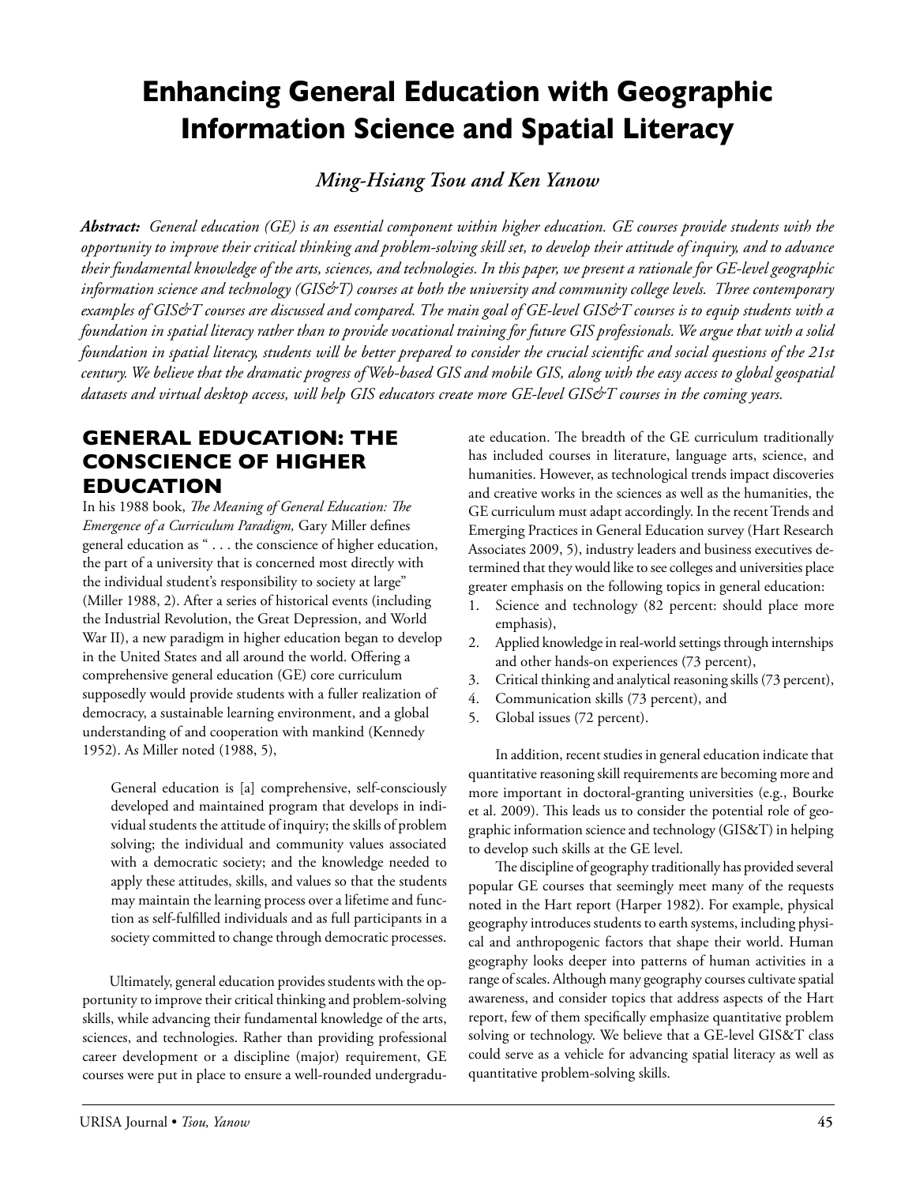# Enhancing General Education with Geographic Information Science and Spatial Literacy

*Ming-Hsiang Tsou and Ken Yanow*

***Abstract:*** *General education (GE) is an essential component within higher education. GE courses provide students with the opportunity to improve their critical thinking and problem-solving skill set, to develop their attitude of inquiry, and to advance their fundamental knowledge of the arts, sciences, and technologies. In this paper, we present a rationale for GE-level geographic information science and technology (GIS&T) courses at both the university and community college levels. Three contemporary examples of GIS&T courses are discussed and compared. The main goal of GE-level GIS&T courses is to equip students with a foundation in spatial literacy rather than to provide vocational training for future GIS professionals. We argue that with a solid foundation in spatial literacy, students will be better prepared to consider the crucial scientific and social questions of the 21st century. We believe that the dramatic progress of Web-based GIS and mobile GIS, along with the easy access to global geospatial datasets and virtual desktop access, will help GIS educators create more GE-level GIS&T courses in the coming years.*

## GENERAL EDUCATION: THE CONSCIENCE OF HIGHER EDUCATION

In his 1988 book, *The Meaning of General Education: The Emergence of a Curriculum Paradigm,* Gary Miller defines general education as " . . . the conscience of higher education, the part of a university that is concerned most directly with the individual student's responsibility to society at large" (Miller 1988, 2). After a series of historical events (including the Industrial Revolution, the Great Depression, and World War II), a new paradigm in higher education began to develop in the United States and all around the world. Offering a comprehensive general education (GE) core curriculum supposedly would provide students with a fuller realization of democracy, a sustainable learning environment, and a global understanding of and cooperation with mankind (Kennedy 1952). As Miller noted (1988, 5),

> General education is [a] comprehensive, self-consciously developed and maintained program that develops in individual students the attitude of inquiry; the skills of problem solving; the individual and community values associated with a democratic society; and the knowledge needed to apply these attitudes, skills, and values so that the students may maintain the learning process over a lifetime and function as self-fulfilled individuals and as full participants in a society committed to change through democratic processes.

Ultimately, general education provides students with the opportunity to improve their critical thinking and problem-solving skills, while advancing their fundamental knowledge of the arts, sciences, and technologies. Rather than providing professional career development or a discipline (major) requirement, GE courses were put in place to ensure a well-rounded undergraduate education. The breadth of the GE curriculum traditionally has included courses in literature, language arts, science, and humanities. However, as technological trends impact discoveries and creative works in the sciences as well as the humanities, the GE curriculum must adapt accordingly. In the recent Trends and Emerging Practices in General Education survey (Hart Research Associates 2009, 5), industry leaders and business executives determined that they would like to see colleges and universities place greater emphasis on the following topics in general education:

1. Science and technology (82 percent: should place more emphasis),
2. Applied knowledge in real-world settings through internships and other hands-on experiences (73 percent),
3. Critical thinking and analytical reasoning skills (73 percent),
4. Communication skills (73 percent), and
5. Global issues (72 percent).

In addition, recent studies in general education indicate that quantitative reasoning skill requirements are becoming more and more important in doctoral-granting universities (e.g., Bourke et al. 2009). This leads us to consider the potential role of geographic information science and technology (GIS&T) in helping to develop such skills at the GE level.

The discipline of geography traditionally has provided several popular GE courses that seemingly meet many of the requests noted in the Hart report (Harper 1982). For example, physical geography introduces students to earth systems, including physical and anthropogenic factors that shape their world. Human geography looks deeper into patterns of human activities in a range of scales. Although many geography courses cultivate spatial awareness, and consider topics that address aspects of the Hart report, few of them specifically emphasize quantitative problem solving or technology. We believe that a GE-level GIS&T class could serve as a vehicle for advancing spatial literacy as well as quantitative problem-solving skills.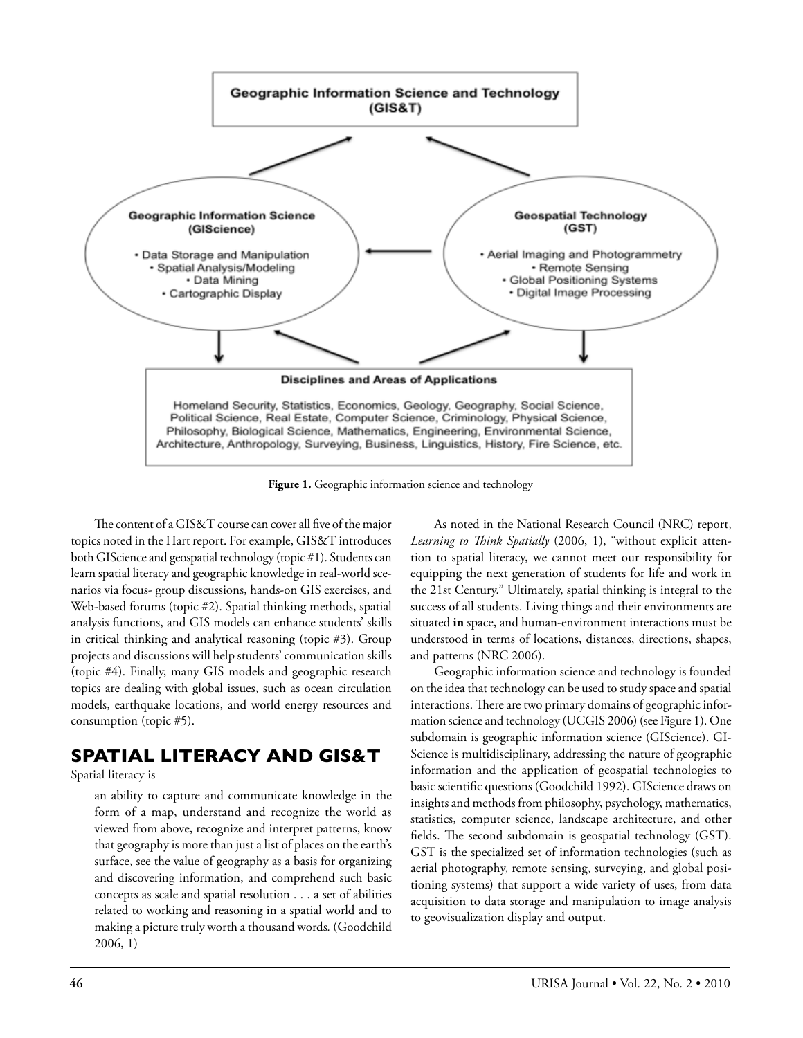**Geographic Information Science and Technology (GIS&T)**

**Geographic Information Science (GIScience)**

- Data Storage and Manipulation
- Spatial Analysis/Modeling
- Data Mining
- Cartographic Display

**Geospatial Technology (GST)**

- Aerial Imaging and Photogrammetry
- Remote Sensing
- Global Positioning Systems
- Digital Image Processing

**Disciplines and Areas of Applications**

Homeland Security, Statistics, Economics, Geology, Geography, Social Science, Political Science, Real Estate, Computer Science, Criminology, Physical Science, Philosophy, Biological Science, Mathematics, Engineering, Environmental Science, Architecture, Anthropology, Surveying, Business, Linguistics, History, Fire Science, etc.

**Figure 1.** Geographic information science and technology

The content of a GIS&T course can cover all five of the major topics noted in the Hart report. For example, GIS&T introduces both GIScience and geospatial technology (topic #1). Students can learn spatial literacy and geographic knowledge in real-world scenarios via focus- group discussions, hands-on GIS exercises, and Web-based forums (topic #2). Spatial thinking methods, spatial analysis functions, and GIS models can enhance students' skills in critical thinking and analytical reasoning (topic #3). Group projects and discussions will help students' communication skills (topic #4). Finally, many GIS models and geographic research topics are dealing with global issues, such as ocean circulation models, earthquake locations, and world energy resources and consumption (topic #5).

## SPATIAL LITERACY AND GIS&T

Spatial literacy is

> an ability to capture and communicate knowledge in the form of a map, understand and recognize the world as viewed from above, recognize and interpret patterns, know that geography is more than just a list of places on the earth's surface, see the value of geography as a basis for organizing and discovering information, and comprehend such basic concepts as scale and spatial resolution . . . a set of abilities related to working and reasoning in a spatial world and to making a picture truly worth a thousand words. (Goodchild 2006, 1)

As noted in the National Research Council (NRC) report, *Learning to Think Spatially* (2006, 1), "without explicit attention to spatial literacy, we cannot meet our responsibility for equipping the next generation of students for life and work in the 21st Century." Ultimately, spatial thinking is integral to the success of all students. Living things and their environments are situated **in** space, and human-environment interactions must be understood in terms of locations, distances, directions, shapes, and patterns (NRC 2006).

Geographic information science and technology is founded on the idea that technology can be used to study space and spatial interactions. There are two primary domains of geographic information science and technology (UCGIS 2006) (see Figure 1). One subdomain is geographic information science (GIScience). GIScience is multidisciplinary, addressing the nature of geographic information and the application of geospatial technologies to basic scientific questions (Goodchild 1992). GIScience draws on insights and methods from philosophy, psychology, mathematics, statistics, computer science, landscape architecture, and other fields. The second subdomain is geospatial technology (GST). GST is the specialized set of information technologies (such as aerial photography, remote sensing, surveying, and global positioning systems) that support a wide variety of uses, from data acquisition to data storage and manipulation to image analysis to geovisualization display and output.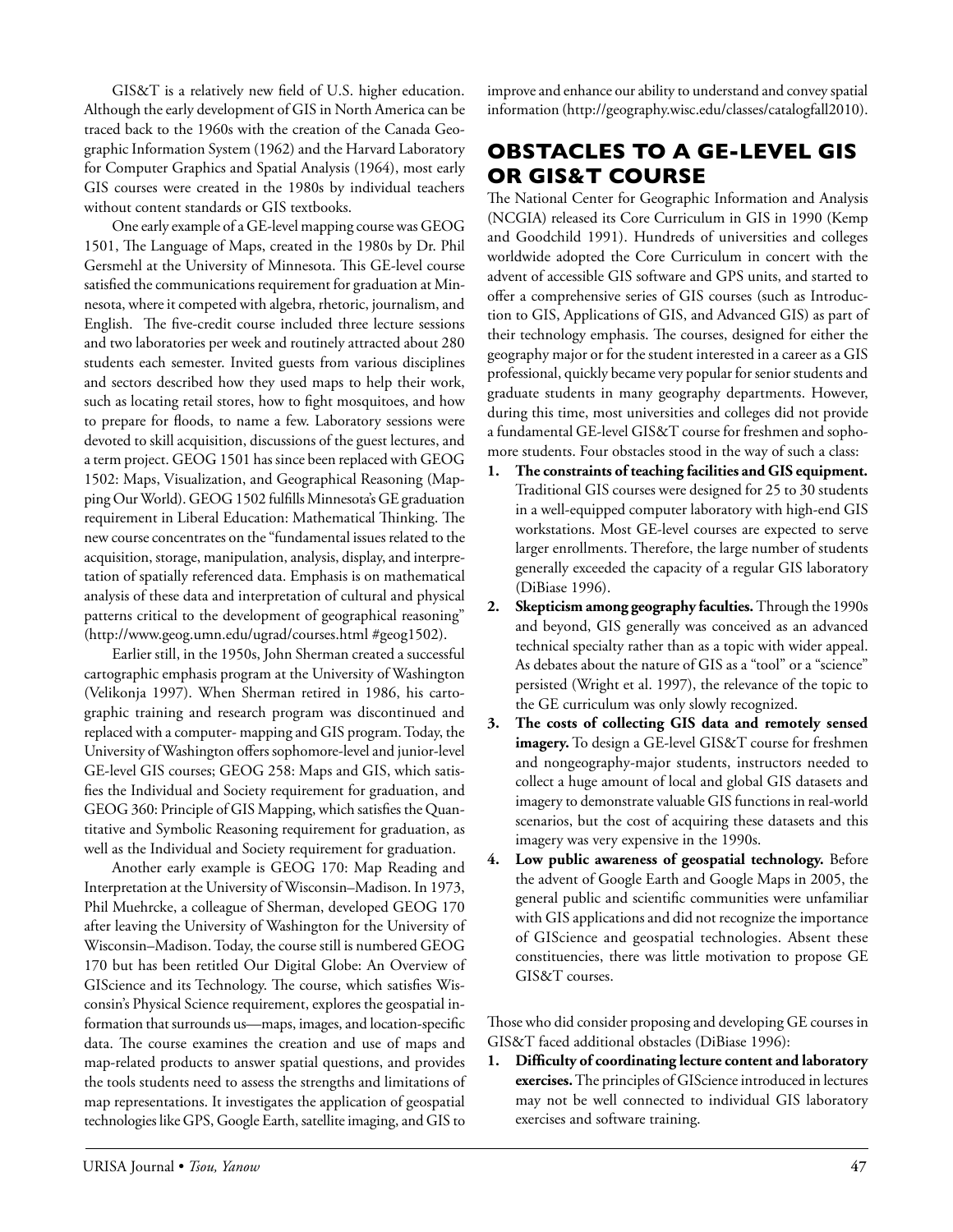GIS&T is a relatively new field of U.S. higher education. Although the early development of GIS in North America can be traced back to the 1960s with the creation of the Canada Geographic Information System (1962) and the Harvard Laboratory for Computer Graphics and Spatial Analysis (1964), most early GIS courses were created in the 1980s by individual teachers without content standards or GIS textbooks.

One early example of a GE-level mapping course was GEOG 1501, The Language of Maps, created in the 1980s by Dr. Phil Gersmehl at the University of Minnesota. This GE-level course satisfied the communications requirement for graduation at Minnesota, where it competed with algebra, rhetoric, journalism, and English. The five-credit course included three lecture sessions and two laboratories per week and routinely attracted about 280 students each semester. Invited guests from various disciplines and sectors described how they used maps to help their work, such as locating retail stores, how to fight mosquitoes, and how to prepare for floods, to name a few. Laboratory sessions were devoted to skill acquisition, discussions of the guest lectures, and a term project. GEOG 1501 has since been replaced with GEOG 1502: Maps, Visualization, and Geographical Reasoning (Mapping Our World). GEOG 1502 fulfills Minnesota's GE graduation requirement in Liberal Education: Mathematical Thinking. The new course concentrates on the "fundamental issues related to the acquisition, storage, manipulation, analysis, display, and interpretation of spatially referenced data. Emphasis is on mathematical analysis of these data and interpretation of cultural and physical patterns critical to the development of geographical reasoning" (http://www.geog.umn.edu/ugrad/courses.html #geog1502).

Earlier still, in the 1950s, John Sherman created a successful cartographic emphasis program at the University of Washington (Velikonja 1997). When Sherman retired in 1986, his cartographic training and research program was discontinued and replaced with a computer- mapping and GIS program. Today, the University of Washington offers sophomore-level and junior-level GE-level GIS courses; GEOG 258: Maps and GIS, which satisfies the Individual and Society requirement for graduation, and GEOG 360: Principle of GIS Mapping, which satisfies the Quantitative and Symbolic Reasoning requirement for graduation, as well as the Individual and Society requirement for graduation.

Another early example is GEOG 170: Map Reading and Interpretation at the University of Wisconsin–Madison. In 1973, Phil Muehrcke, a colleague of Sherman, developed GEOG 170 after leaving the University of Washington for the University of Wisconsin–Madison. Today, the course still is numbered GEOG 170 but has been retitled Our Digital Globe: An Overview of GIScience and its Technology. The course, which satisfies Wisconsin's Physical Science requirement, explores the geospatial information that surrounds us—maps, images, and location-specific data. The course examines the creation and use of maps and map-related products to answer spatial questions, and provides the tools students need to assess the strengths and limitations of map representations. It investigates the application of geospatial technologies like GPS, Google Earth, satellite imaging, and GIS to improve and enhance our ability to understand and convey spatial information (http://geography.wisc.edu/classes/catalogfall2010).

## OBSTACLES TO A GE-LEVEL GIS OR GIS&T COURSE

The National Center for Geographic Information and Analysis (NCGIA) released its Core Curriculum in GIS in 1990 (Kemp and Goodchild 1991). Hundreds of universities and colleges worldwide adopted the Core Curriculum in concert with the advent of accessible GIS software and GPS units, and started to offer a comprehensive series of GIS courses (such as Introduction to GIS, Applications of GIS, and Advanced GIS) as part of their technology emphasis. The courses, designed for either the geography major or for the student interested in a career as a GIS professional, quickly became very popular for senior students and graduate students in many geography departments. However, during this time, most universities and colleges did not provide a fundamental GE-level GIS&T course for freshmen and sophomore students. Four obstacles stood in the way of such a class:

1. **The constraints of teaching facilities and GIS equipment.** Traditional GIS courses were designed for 25 to 30 students in a well-equipped computer laboratory with high-end GIS workstations. Most GE-level courses are expected to serve larger enrollments. Therefore, the large number of students generally exceeded the capacity of a regular GIS laboratory (DiBiase 1996).
2. **Skepticism among geography faculties.** Through the 1990s and beyond, GIS generally was conceived as an advanced technical specialty rather than as a topic with wider appeal. As debates about the nature of GIS as a "tool" or a "science" persisted (Wright et al. 1997), the relevance of the topic to the GE curriculum was only slowly recognized.
3. **The costs of collecting GIS data and remotely sensed imagery.** To design a GE-level GIS&T course for freshmen and nongeography-major students, instructors needed to collect a huge amount of local and global GIS datasets and imagery to demonstrate valuable GIS functions in real-world scenarios, but the cost of acquiring these datasets and this imagery was very expensive in the 1990s.
4. **Low public awareness of geospatial technology.** Before the advent of Google Earth and Google Maps in 2005, the general public and scientific communities were unfamiliar with GIS applications and did not recognize the importance of GIScience and geospatial technologies. Absent these constituencies, there was little motivation to propose GE GIS&T courses.

Those who did consider proposing and developing GE courses in GIS&T faced additional obstacles (DiBiase 1996):

1. **Difficulty of coordinating lecture content and laboratory exercises.** The principles of GIScience introduced in lectures may not be well connected to individual GIS laboratory exercises and software training.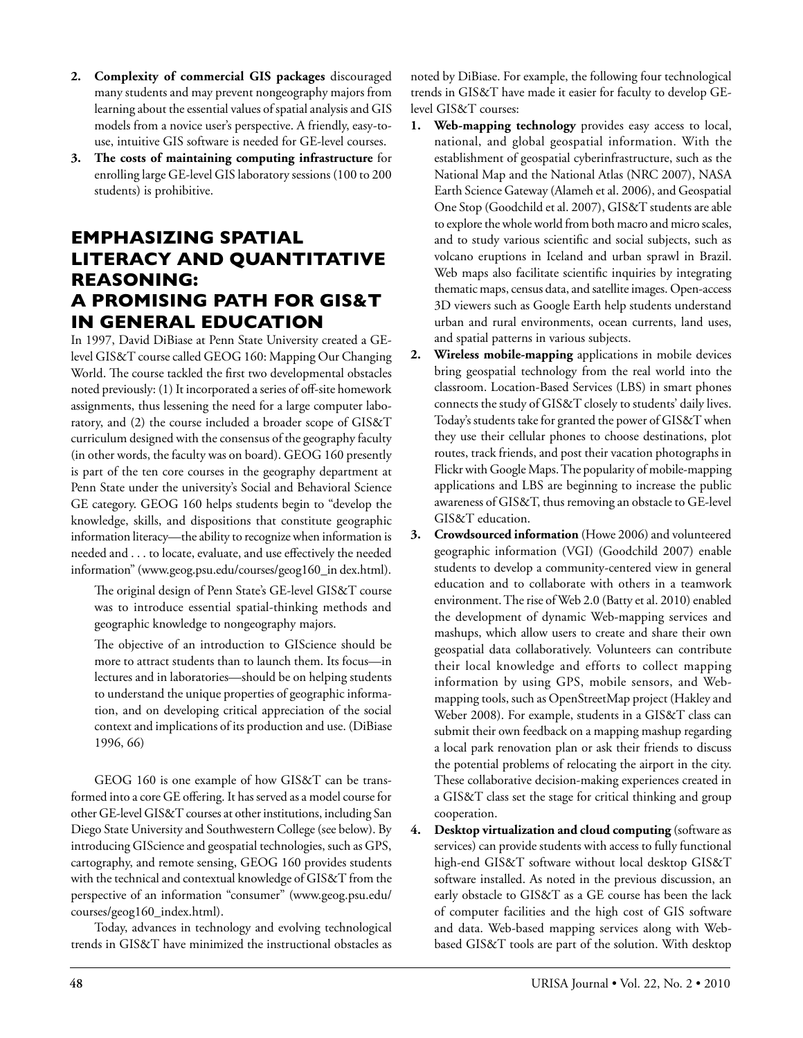2. **Complexity of commercial GIS packages** discouraged many students and may prevent nongeography majors from learning about the essential values of spatial analysis and GIS models from a novice user's perspective. A friendly, easy-to-use, intuitive GIS software is needed for GE-level courses.
3. **The costs of maintaining computing infrastructure** for enrolling large GE-level GIS laboratory sessions (100 to 200 students) is prohibitive.

## EMPHASIZING SPATIAL LITERACY AND QUANTITATIVE REASONING: A PROMISING PATH FOR GIS&T IN GENERAL EDUCATION

In 1997, David DiBiase at Penn State University created a GE-level GIS&T course called GEOG 160: Mapping Our Changing World. The course tackled the first two developmental obstacles noted previously: (1) It incorporated a series of off-site homework assignments, thus lessening the need for a large computer laboratory, and (2) the course included a broader scope of GIS&T curriculum designed with the consensus of the geography faculty (in other words, the faculty was on board). GEOG 160 presently is part of the ten core courses in the geography department at Penn State under the university's Social and Behavioral Science GE category. GEOG 160 helps students begin to "develop the knowledge, skills, and dispositions that constitute geographic information literacy—the ability to recognize when information is needed and . . . to locate, evaluate, and use effectively the needed information" (www.geog.psu.edu/courses/geog160_in dex.html).

> The original design of Penn State's GE-level GIS&T course was to introduce essential spatial-thinking methods and geographic knowledge to nongeography majors.
>
> The objective of an introduction to GIScience should be more to attract students than to launch them. Its focus—in lectures and in laboratories—should be on helping students to understand the unique properties of geographic information, and on developing critical appreciation of the social context and implications of its production and use. (DiBiase 1996, 66)

GEOG 160 is one example of how GIS&T can be transformed into a core GE offering. It has served as a model course for other GE-level GIS&T courses at other institutions, including San Diego State University and Southwestern College (see below). By introducing GIScience and geospatial technologies, such as GPS, cartography, and remote sensing, GEOG 160 provides students with the technical and contextual knowledge of GIS&T from the perspective of an information "consumer" (www.geog.psu.edu/courses/geog160_index.html).

Today, advances in technology and evolving technological trends in GIS&T have minimized the instructional obstacles as noted by DiBiase. For example, the following four technological trends in GIS&T have made it easier for faculty to develop GE-level GIS&T courses:

1. **Web-mapping technology** provides easy access to local, national, and global geospatial information. With the establishment of geospatial cyberinfrastructure, such as the National Map and the National Atlas (NRC 2007), NASA Earth Science Gateway (Alameh et al. 2006), and Geospatial One Stop (Goodchild et al. 2007), GIS&T students are able to explore the whole world from both macro and micro scales, and to study various scientific and social subjects, such as volcano eruptions in Iceland and urban sprawl in Brazil. Web maps also facilitate scientific inquiries by integrating thematic maps, census data, and satellite images. Open-access 3D viewers such as Google Earth help students understand urban and rural environments, ocean currents, land uses, and spatial patterns in various subjects.
2. **Wireless mobile-mapping** applications in mobile devices bring geospatial technology from the real world into the classroom. Location-Based Services (LBS) in smart phones connects the study of GIS&T closely to students' daily lives. Today's students take for granted the power of GIS&T when they use their cellular phones to choose destinations, plot routes, track friends, and post their vacation photographs in Flickr with Google Maps. The popularity of mobile-mapping applications and LBS are beginning to increase the public awareness of GIS&T, thus removing an obstacle to GE-level GIS&T education.
3. **Crowdsourced information** (Howe 2006) and volunteered geographic information (VGI) (Goodchild 2007) enable students to develop a community-centered view in general education and to collaborate with others in a teamwork environment. The rise of Web 2.0 (Batty et al. 2010) enabled the development of dynamic Web-mapping services and mashups, which allow users to create and share their own geospatial data collaboratively. Volunteers can contribute their local knowledge and efforts to collect mapping information by using GPS, mobile sensors, and Web-mapping tools, such as OpenStreetMap project (Hakley and Weber 2008). For example, students in a GIS&T class can submit their own feedback on a mapping mashup regarding a local park renovation plan or ask their friends to discuss the potential problems of relocating the airport in the city. These collaborative decision-making experiences created in a GIS&T class set the stage for critical thinking and group cooperation.
4. **Desktop virtualization and cloud computing** (software as services) can provide students with access to fully functional high-end GIS&T software without local desktop GIS&T software installed. As noted in the previous discussion, an early obstacle to GIS&T as a GE course has been the lack of computer facilities and the high cost of GIS software and data. Web-based mapping services along with Web-based GIS&T tools are part of the solution. With desktop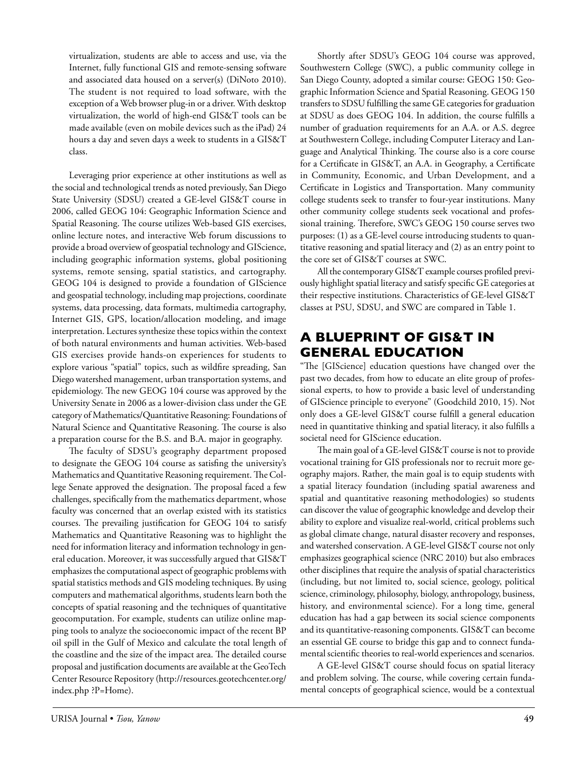virtualization, students are able to access and use, via the Internet, fully functional GIS and remote-sensing software and associated data housed on a server(s) (DiNoto 2010). The student is not required to load software, with the exception of a Web browser plug-in or a driver. With desktop virtualization, the world of high-end GIS&T tools can be made available (even on mobile devices such as the iPad) 24 hours a day and seven days a week to students in a GIS&T class.

Leveraging prior experience at other institutions as well as the social and technological trends as noted previously, San Diego State University (SDSU) created a GE-level GIS&T course in 2006, called GEOG 104: Geographic Information Science and Spatial Reasoning. The course utilizes Web-based GIS exercises, online lecture notes, and interactive Web forum discussions to provide a broad overview of geospatial technology and GIScience, including geographic information systems, global positioning systems, remote sensing, spatial statistics, and cartography. GEOG 104 is designed to provide a foundation of GIScience and geospatial technology, including map projections, coordinate systems, data processing, data formats, multimedia cartography, Internet GIS, GPS, location/allocation modeling, and image interpretation. Lectures synthesize these topics within the context of both natural environments and human activities. Web-based GIS exercises provide hands-on experiences for students to explore various "spatial" topics, such as wildfire spreading, San Diego watershed management, urban transportation systems, and epidemiology. The new GEOG 104 course was approved by the University Senate in 2006 as a lower-division class under the GE category of Mathematics/Quantitative Reasoning: Foundations of Natural Science and Quantitative Reasoning. The course is also a preparation course for the B.S. and B.A. major in geography.

The faculty of SDSU's geography department proposed to designate the GEOG 104 course as satisfing the university's Mathematics and Quantitative Reasoning requirement. The College Senate approved the designation. The proposal faced a few challenges, specifically from the mathematics department, whose faculty was concerned that an overlap existed with its statistics courses. The prevailing justification for GEOG 104 to satisfy Mathematics and Quantitative Reasoning was to highlight the need for information literacy and information technology in general education. Moreover, it was successfully argued that GIS&T emphasizes the computational aspect of geographic problems with spatial statistics methods and GIS modeling techniques. By using computers and mathematical algorithms, students learn both the concepts of spatial reasoning and the techniques of quantitative geocomputation. For example, students can utilize online mapping tools to analyze the socioeconomic impact of the recent BP oil spill in the Gulf of Mexico and calculate the total length of the coastline and the size of the impact area. The detailed course proposal and justification documents are available at the GeoTech Center Resource Repository (http://resources.geotechcenter.org/index.php ?P=Home).

Shortly after SDSU's GEOG 104 course was approved, Southwestern College (SWC), a public community college in San Diego County, adopted a similar course: GEOG 150: Geographic Information Science and Spatial Reasoning. GEOG 150 transfers to SDSU fulfilling the same GE categories for graduation at SDSU as does GEOG 104. In addition, the course fulfills a number of graduation requirements for an A.A. or A.S. degree at Southwestern College, including Computer Literacy and Language and Analytical Thinking. The course also is a core course for a Certificate in GIS&T, an A.A. in Geography, a Certificate in Community, Economic, and Urban Development, and a Certificate in Logistics and Transportation. Many community college students seek to transfer to four-year institutions. Many other community college students seek vocational and professional training. Therefore, SWC's GEOG 150 course serves two purposes: (1) as a GE-level course introducing students to quantitative reasoning and spatial literacy and (2) as an entry point to the core set of GIS&T courses at SWC.

All the contemporary GIS&T example courses profiled previously highlight spatial literacy and satisfy specific GE categories at their respective institutions. Characteristics of GE-level GIS&T classes at PSU, SDSU, and SWC are compared in Table 1.

## A BLUEPRINT OF GIS&T IN GENERAL EDUCATION

"The [GIScience] education questions have changed over the past two decades, from how to educate an elite group of professional experts, to how to provide a basic level of understanding of GIScience principle to everyone" (Goodchild 2010, 15). Not only does a GE-level GIS&T course fulfill a general education need in quantitative thinking and spatial literacy, it also fulfills a societal need for GIScience education.

The main goal of a GE-level GIS&T course is not to provide vocational training for GIS professionals nor to recruit more geography majors. Rather, the main goal is to equip students with a spatial literacy foundation (including spatial awareness and spatial and quantitative reasoning methodologies) so students can discover the value of geographic knowledge and develop their ability to explore and visualize real-world, critical problems such as global climate change, natural disaster recovery and responses, and watershed conservation. A GE-level GIS&T course not only emphasizes geographical science (NRC 2010) but also embraces other disciplines that require the analysis of spatial characteristics (including, but not limited to, social science, geology, political science, criminology, philosophy, biology, anthropology, business, history, and environmental science). For a long time, general education has had a gap between its social science components and its quantitative-reasoning components. GIS&T can become an essential GE course to bridge this gap and to connect fundamental scientific theories to real-world experiences and scenarios.

A GE-level GIS&T course should focus on spatial literacy and problem solving. The course, while covering certain fundamental concepts of geographical science, would be a contextual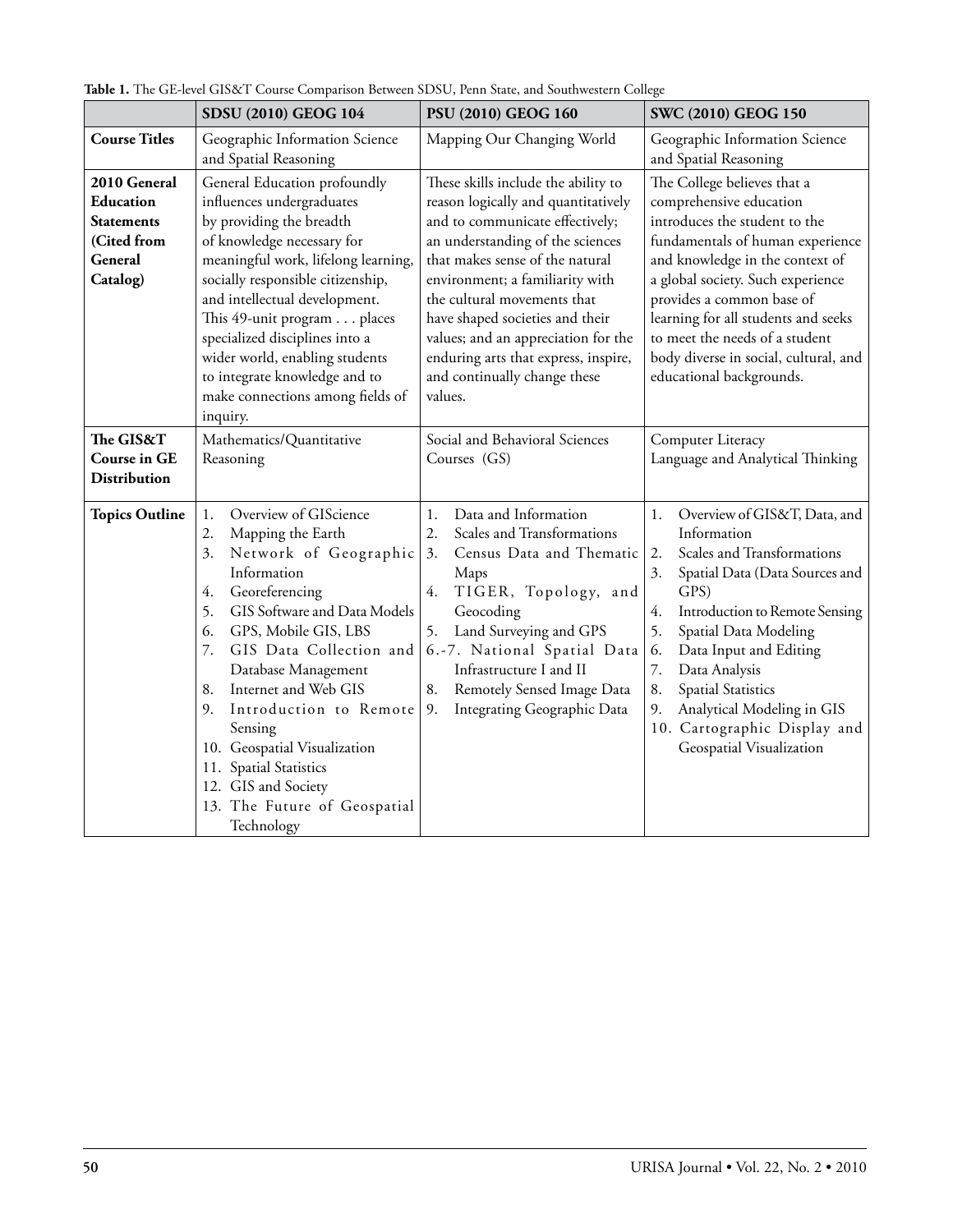**Table 1.** The GE-level GIS&T Course Comparison Between SDSU, Penn State, and Southwestern College

| | SDSU (2010) GEOG 104 | PSU (2010) GEOG 160 | SWC (2010) GEOG 150 |
|---|---|---|---|
| **Course Titles** | Geographic Information Science and Spatial Reasoning | Mapping Our Changing World | Geographic Information Science and Spatial Reasoning |
| **2010 General Education Statements (Cited from General Catalog)** | General Education profoundly influences undergraduates by providing the breadth of knowledge necessary for meaningful work, lifelong learning, socially responsible citizenship, and intellectual development. This 49-unit program . . . places specialized disciplines into a wider world, enabling students to integrate knowledge and to make connections among fields of inquiry. | These skills include the ability to reason logically and quantitatively and to communicate effectively; an understanding of the sciences that makes sense of the natural environment; a familiarity with the cultural movements that have shaped societies and their values; and an appreciation for the enduring arts that express, inspire, and continually change these values. | The College believes that a comprehensive education introduces the student to the fundamentals of human experience and knowledge in the context of a global society. Such experience provides a common base of learning for all students and seeks to meet the needs of a student body diverse in social, cultural, and educational backgrounds. |
| **The GIS&T Course in GE Distribution** | Mathematics/Quantitative Reasoning | Social and Behavioral Sciences Courses (GS) | Computer Literacy<br>Language and Analytical Thinking |
| **Topics Outline** | 1. Overview of GIScience<br>2. Mapping the Earth<br>3. Network of Geographic Information<br>4. Georeferencing<br>5. GIS Software and Data Models<br>6. GPS, Mobile GIS, LBS<br>7. GIS Data Collection and Database Management<br>8. Internet and Web GIS<br>9. Introduction to Remote Sensing<br>10. Geospatial Visualization<br>11. Spatial Statistics<br>12. GIS and Society<br>13. The Future of Geospatial Technology | 1. Data and Information<br>2. Scales and Transformations<br>3. Census Data and Thematic Maps<br>4. TIGER, Topology, and Geocoding<br>5. Land Surveying and GPS<br>6.-7. National Spatial Data Infrastructure I and II<br>8. Remotely Sensed Image Data<br>9. Integrating Geographic Data | 1. Overview of GIS&T, Data, and Information<br>2. Scales and Transformations<br>3. Spatial Data (Data Sources and GPS)<br>4. Introduction to Remote Sensing<br>5. Spatial Data Modeling<br>6. Data Input and Editing<br>7. Data Analysis<br>8. Spatial Statistics<br>9. Analytical Modeling in GIS<br>10. Cartographic Display and Geospatial Visualization |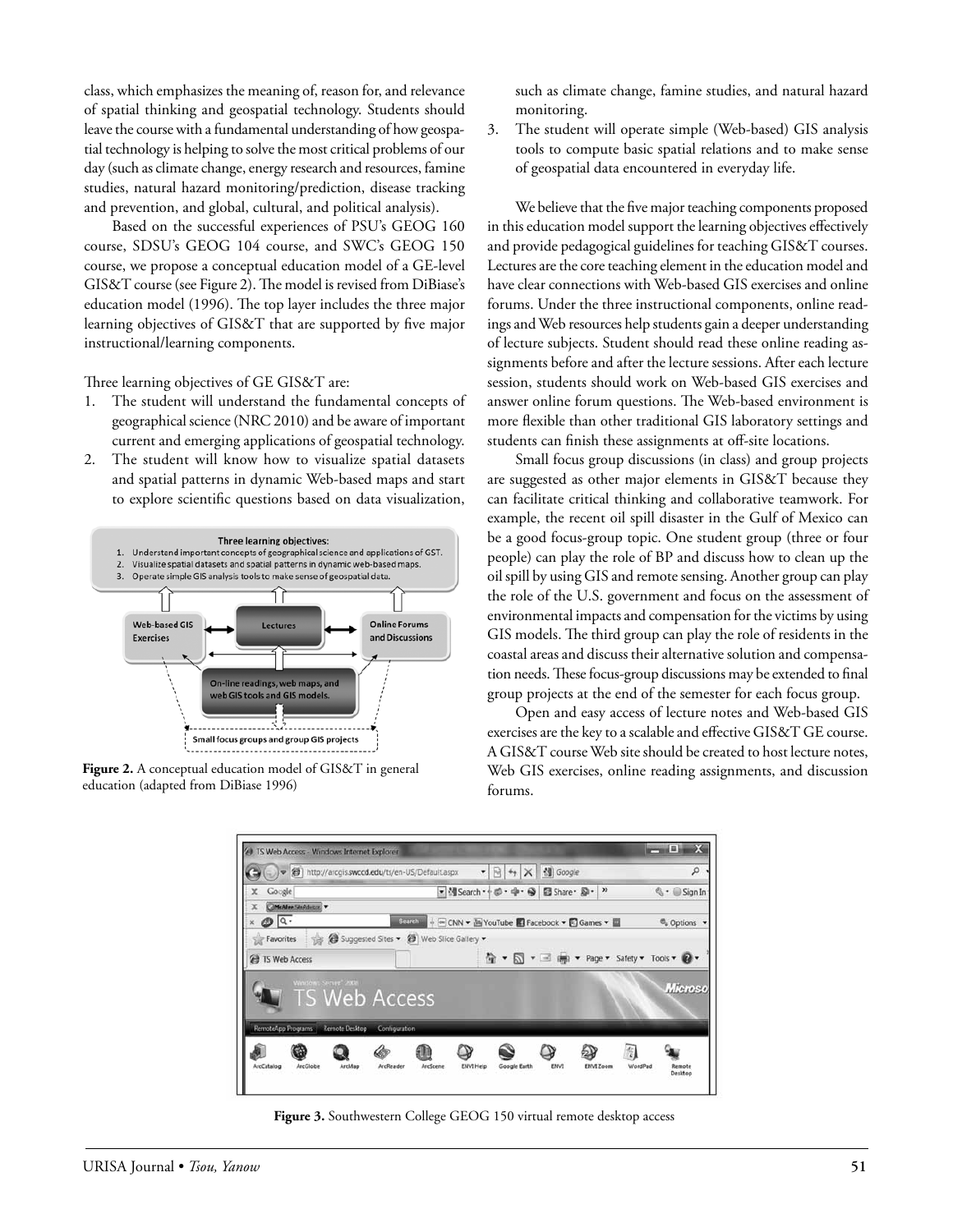class, which emphasizes the meaning of, reason for, and relevance of spatial thinking and geospatial technology. Students should leave the course with a fundamental understanding of how geospatial technology is helping to solve the most critical problems of our day (such as climate change, energy research and resources, famine studies, natural hazard monitoring/prediction, disease tracking and prevention, and global, cultural, and political analysis).

Based on the successful experiences of PSU's GEOG 160 course, SDSU's GEOG 104 course, and SWC's GEOG 150 course, we propose a conceptual education model of a GE-level GIS&T course (see Figure 2). The model is revised from DiBiase's education model (1996). The top layer includes the three major learning objectives of GIS&T that are supported by five major instructional/learning components.

Three learning objectives of GE GIS&T are:

1. The student will understand the fundamental concepts of geographical science (NRC 2010) and be aware of important current and emerging applications of geospatial technology.
2. The student will know how to visualize spatial datasets and spatial patterns in dynamic Web-based maps and start to explore scientific questions based on data visualization, such as climate change, famine studies, and natural hazard monitoring.
3. The student will operate simple (Web-based) GIS analysis tools to compute basic spatial relations and to make sense of geospatial data encountered in everyday life.

**Figure 2.** A conceptual education model of GIS&T in general education (adapted from DiBiase 1996)

We believe that the five major teaching components proposed in this education model support the learning objectives effectively and provide pedagogical guidelines for teaching GIS&T courses. Lectures are the core teaching element in the education model and have clear connections with Web-based GIS exercises and online forums. Under the three instructional components, online readings and Web resources help students gain a deeper understanding of lecture subjects. Student should read these online reading assignments before and after the lecture sessions. After each lecture session, students should work on Web-based GIS exercises and answer online forum questions. The Web-based environment is more flexible than other traditional GIS laboratory settings and students can finish these assignments at off-site locations.

Small focus group discussions (in class) and group projects are suggested as other major elements in GIS&T because they can facilitate critical thinking and collaborative teamwork. For example, the recent oil spill disaster in the Gulf of Mexico can be a good focus-group topic. One student group (three or four people) can play the role of BP and discuss how to clean up the oil spill by using GIS and remote sensing. Another group can play the role of the U.S. government and focus on the assessment of environmental impacts and compensation for the victims by using GIS models. The third group can play the role of residents in the coastal areas and discuss their alternative solution and compensation needs. These focus-group discussions may be extended to final group projects at the end of the semester for each focus group.

Open and easy access of lecture notes and Web-based GIS exercises are the key to a scalable and effective GIS&T GE course. A GIS&T course Web site should be created to host lecture notes, Web GIS exercises, online reading assignments, and discussion forums.

**Figure 3.** Southwestern College GEOG 150 virtual remote desktop access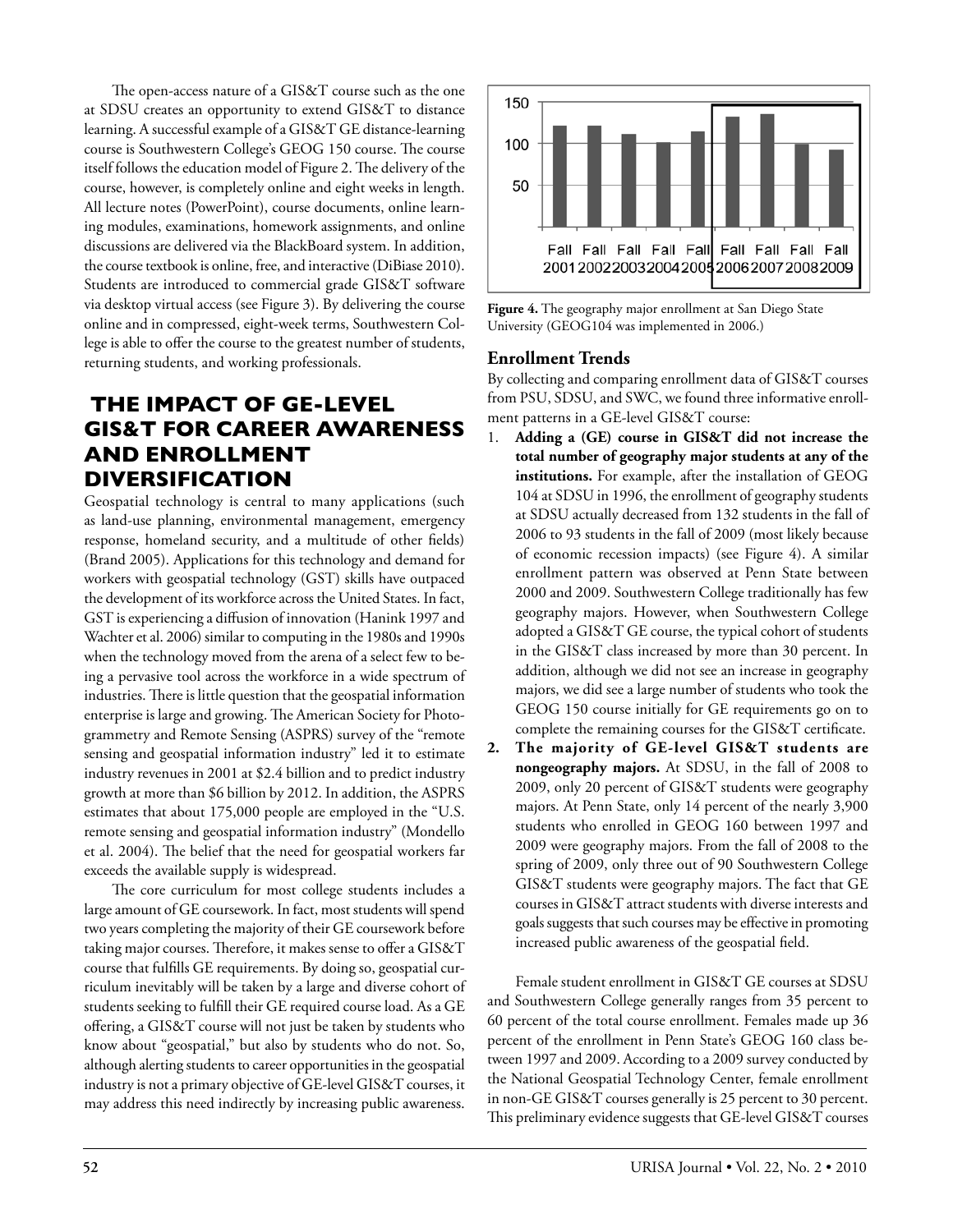The open-access nature of a GIS&T course such as the one at SDSU creates an opportunity to extend GIS&T to distance learning. A successful example of a GIS&T GE distance-learning course is Southwestern College's GEOG 150 course. The course itself follows the education model of Figure 2. The delivery of the course, however, is completely online and eight weeks in length. All lecture notes (PowerPoint), course documents, online learning modules, examinations, homework assignments, and online discussions are delivered via the BlackBoard system. In addition, the course textbook is online, free, and interactive (DiBiase 2010). Students are introduced to commercial grade GIS&T software via desktop virtual access (see Figure 3). By delivering the course online and in compressed, eight-week terms, Southwestern College is able to offer the course to the greatest number of students, returning students, and working professionals.

## THE IMPACT OF GE-LEVEL GIS&T FOR CAREER AWARENESS AND ENROLLMENT DIVERSIFICATION

Geospatial technology is central to many applications (such as land-use planning, environmental management, emergency response, homeland security, and a multitude of other fields) (Brand 2005). Applications for this technology and demand for workers with geospatial technology (GST) skills have outpaced the development of its workforce across the United States. In fact, GST is experiencing a diffusion of innovation (Hanink 1997 and Wachter et al. 2006) similar to computing in the 1980s and 1990s when the technology moved from the arena of a select few to being a pervasive tool across the workforce in a wide spectrum of industries. There is little question that the geospatial information enterprise is large and growing. The American Society for Photogrammetry and Remote Sensing (ASPRS) survey of the "remote sensing and geospatial information industry" led it to estimate industry revenues in 2001 at $2.4 billion and to predict industry growth at more than $6 billion by 2012. In addition, the ASPRS estimates that about 175,000 people are employed in the "U.S. remote sensing and geospatial information industry" (Mondello et al. 2004). The belief that the need for geospatial workers far exceeds the available supply is widespread.

The core curriculum for most college students includes a large amount of GE coursework. In fact, most students will spend two years completing the majority of their GE coursework before taking major courses. Therefore, it makes sense to offer a GIS&T course that fulfills GE requirements. By doing so, geospatial curriculum inevitably will be taken by a large and diverse cohort of students seeking to fulfill their GE required course load. As a GE offering, a GIS&T course will not just be taken by students who know about "geospatial," but also by students who do not. So, although alerting students to career opportunities in the geospatial industry is not a primary objective of GE-level GIS&T courses, it may address this need indirectly by increasing public awareness.

**Figure 4.** The geography major enrollment at San Diego State University (GEOG104 was implemented in 2006.)

### Enrollment Trends

By collecting and comparing enrollment data of GIS&T courses from PSU, SDSU, and SWC, we found three informative enrollment patterns in a GE-level GIS&T course:

1. **Adding a (GE) course in GIS&T did not increase the total number of geography major students at any of the institutions.** For example, after the installation of GEOG 104 at SDSU in 1996, the enrollment of geography students at SDSU actually decreased from 132 students in the fall of 2006 to 93 students in the fall of 2009 (most likely because of economic recession impacts) (see Figure 4). A similar enrollment pattern was observed at Penn State between 2000 and 2009. Southwestern College traditionally has few geography majors. However, when Southwestern College adopted a GIS&T GE course, the typical cohort of students in the GIS&T class increased by more than 30 percent. In addition, although we did not see an increase in geography majors, we did see a large number of students who took the GEOG 150 course initially for GE requirements go on to complete the remaining courses for the GIS&T certificate.
2. **The majority of GE-level GIS&T students are nongeography majors.** At SDSU, in the fall of 2008 to 2009, only 20 percent of GIS&T students were geography majors. At Penn State, only 14 percent of the nearly 3,900 students who enrolled in GEOG 160 between 1997 and 2009 were geography majors. From the fall of 2008 to the spring of 2009, only three out of 90 Southwestern College GIS&T students were geography majors. The fact that GE courses in GIS&T attract students with diverse interests and goals suggests that such courses may be effective in promoting increased public awareness of the geospatial field.

Female student enrollment in GIS&T GE courses at SDSU and Southwestern College generally ranges from 35 percent to 60 percent of the total course enrollment. Females made up 36 percent of the enrollment in Penn State's GEOG 160 class between 1997 and 2009. According to a 2009 survey conducted by the National Geospatial Technology Center, female enrollment in non-GE GIS&T courses generally is 25 percent to 30 percent. This preliminary evidence suggests that GE-level GIS&T courses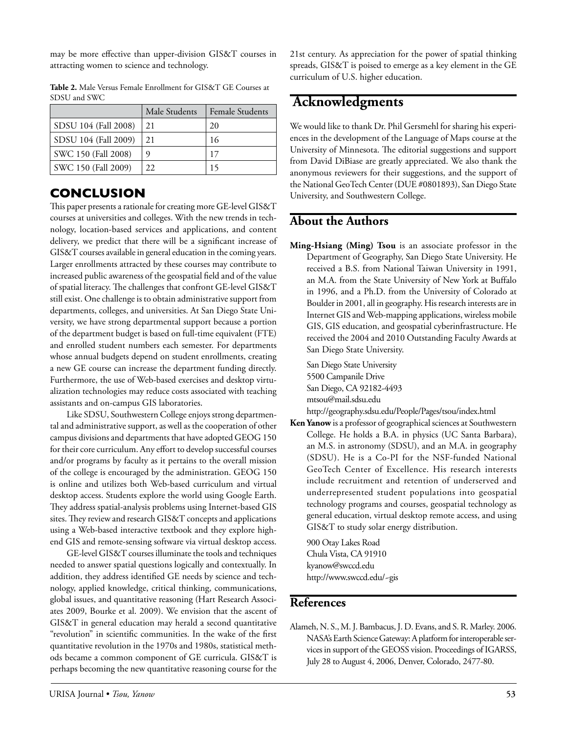may be more effective than upper-division GIS&T courses in attracting women to science and technology.

**Table 2.** Male Versus Female Enrollment for GIS&T GE Courses at SDSU and SWC

| | Male Students | Female Students |
|---|---|---|
| SDSU 104 (Fall 2008) | 21 | 20 |
| SDSU 104 (Fall 2009) | 21 | 16 |
| SWC 150 (Fall 2008) | 9 | 17 |
| SWC 150 (Fall 2009) | 22 | 15 |

## CONCLUSION

This paper presents a rationale for creating more GE-level GIS&T courses at universities and colleges. With the new trends in technology, location-based services and applications, and content delivery, we predict that there will be a significant increase of GIS&T courses available in general education in the coming years. Larger enrollments attracted by these courses may contribute to increased public awareness of the geospatial field and of the value of spatial literacy. The challenges that confront GE-level GIS&T still exist. One challenge is to obtain administrative support from departments, colleges, and universities. At San Diego State University, we have strong departmental support because a portion of the department budget is based on full-time equivalent (FTE) and enrolled student numbers each semester. For departments whose annual budgets depend on student enrollments, creating a new GE course can increase the department funding directly. Furthermore, the use of Web-based exercises and desktop virtualization technologies may reduce costs associated with teaching assistants and on-campus GIS laboratories.

Like SDSU, Southwestern College enjoys strong departmental and administrative support, as well as the cooperation of other campus divisions and departments that have adopted GEOG 150 for their core curriculum. Any effort to develop successful courses and/or programs by faculty as it pertains to the overall mission of the college is encouraged by the administration. GEOG 150 is online and utilizes both Web-based curriculum and virtual desktop access. Students explore the world using Google Earth. They address spatial-analysis problems using Internet-based GIS sites. They review and research GIS&T concepts and applications using a Web-based interactive textbook and they explore high-end GIS and remote-sensing software via virtual desktop access.

GE-level GIS&T courses illuminate the tools and techniques needed to answer spatial questions logically and contextually. In addition, they address identified GE needs by science and technology, applied knowledge, critical thinking, communications, global issues, and quantitative reasoning (Hart Research Associates 2009, Bourke et al. 2009). We envision that the ascent of GIS&T in general education may herald a second quantitative "revolution" in scientific communities. In the wake of the first quantitative revolution in the 1970s and 1980s, statistical methods became a common component of GE curricula. GIS&T is perhaps becoming the new quantitative reasoning course for the 21st century. As appreciation for the power of spatial thinking spreads, GIS&T is poised to emerge as a key element in the GE curriculum of U.S. higher education.

## Acknowledgments

We would like to thank Dr. Phil Gersmehl for sharing his experiences in the development of the Language of Maps course at the University of Minnesota. The editorial suggestions and support from David DiBiase are greatly appreciated. We also thank the anonymous reviewers for their suggestions, and the support of the National GeoTech Center (DUE #0801893), San Diego State University, and Southwestern College.

## About the Authors

**Ming-Hsiang (Ming) Tsou** is an associate professor in the Department of Geography, San Diego State University. He received a B.S. from National Taiwan University in 1991, an M.A. from the State University of New York at Buffalo in 1996, and a Ph.D. from the University of Colorado at Boulder in 2001, all in geography. His research interests are in Internet GIS and Web-mapping applications, wireless mobile GIS, GIS education, and geospatial cyberinfrastructure. He received the 2004 and 2010 Outstanding Faculty Awards at San Diego State University.

San Diego State University
5500 Campanile Drive
San Diego, CA 92182-4493
mtsou@mail.sdsu.edu
http://geography.sdsu.edu/People/Pages/tsou/index.html

**Ken Yanow** is a professor of geographical sciences at Southwestern College. He holds a B.A. in physics (UC Santa Barbara), an M.S. in astronomy (SDSU), and an M.A. in geography (SDSU). He is a Co-PI for the NSF-funded National GeoTech Center of Excellence. His research interests include recruitment and retention of underserved and underrepresented student populations into geospatial technology programs and courses, geospatial technology as general education, virtual desktop remote access, and using GIS&T to study solar energy distribution.

900 Otay Lakes Road
Chula Vista, CA 91910
kyanow@swccd.edu
http://www.swccd.edu/~gis

## References

Alameh, N. S., M. J. Bambacus, J. D. Evans, and S. R. Marley. 2006. NASA's Earth Science Gateway: A platform for interoperable services in support of the GEOSS vision. Proceedings of IGARSS, July 28 to August 4, 2006, Denver, Colorado, 2477-80.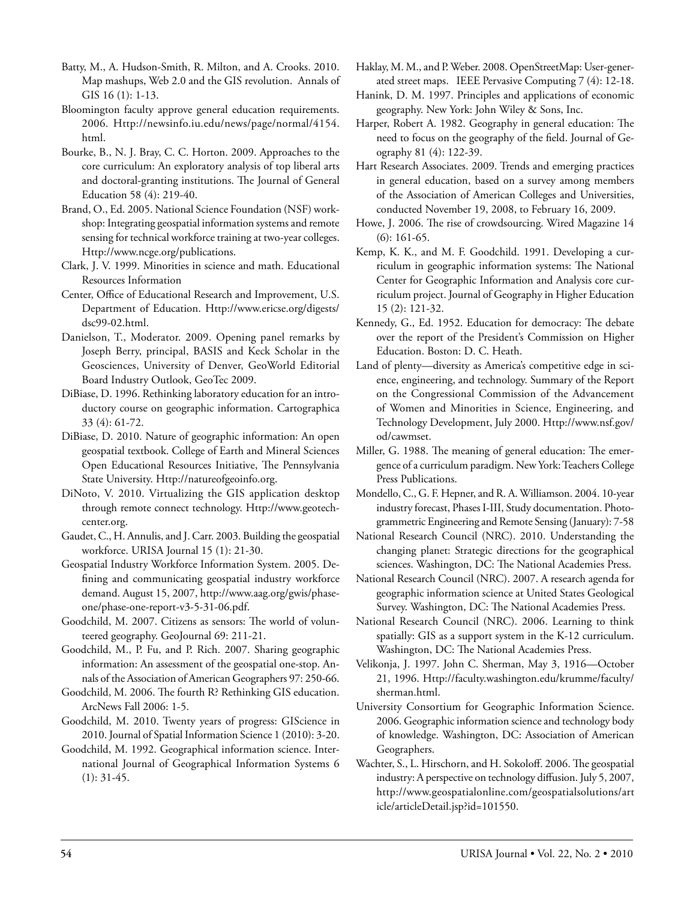Batty, M., A. Hudson-Smith, R. Milton, and A. Crooks. 2010. Map mashups, Web 2.0 and the GIS revolution. Annals of GIS 16 (1): 1-13.

Bloomington faculty approve general education requirements. 2006. Http://newsinfo.iu.edu/news/page/normal/4154.html.

Bourke, B., N. J. Bray, C. C. Horton. 2009. Approaches to the core curriculum: An exploratory analysis of top liberal arts and doctoral-granting institutions. The Journal of General Education 58 (4): 219-40.

Brand, O., Ed. 2005. National Science Foundation (NSF) workshop: Integrating geospatial information systems and remote sensing for technical workforce training at two-year colleges. Http://www.ncge.org/publications.

Clark, J. V. 1999. Minorities in science and math. Educational Resources Information

Center, Office of Educational Research and Improvement, U.S. Department of Education. Http://www.ericse.org/digests/dsc99-02.html.

Danielson, T., Moderator. 2009. Opening panel remarks by Joseph Berry, principal, BASIS and Keck Scholar in the Geosciences, University of Denver, GeoWorld Editorial Board Industry Outlook, GeoTec 2009.

DiBiase, D. 1996. Rethinking laboratory education for an introductory course on geographic information. Cartographica 33 (4): 61-72.

DiBiase, D. 2010. Nature of geographic information: An open geospatial textbook. College of Earth and Mineral Sciences Open Educational Resources Initiative, The Pennsylvania State University. Http://natureofgeoinfo.org.

DiNoto, V. 2010. Virtualizing the GIS application desktop through remote connect technology. Http://www.geotechcenter.org.

Gaudet, C., H. Annulis, and J. Carr. 2003. Building the geospatial workforce. URISA Journal 15 (1): 21-30.

Geospatial Industry Workforce Information System. 2005. Defining and communicating geospatial industry workforce demand. August 15, 2007, http://www.aag.org/gwis/phaseone/phase-one-report-v3-5-31-06.pdf.

Goodchild, M. 2007. Citizens as sensors: The world of volunteered geography. GeoJournal 69: 211-21.

Goodchild, M., P. Fu, and P. Rich. 2007. Sharing geographic information: An assessment of the geospatial one-stop. Annals of the Association of American Geographers 97: 250-66.

Goodchild, M. 2006. The fourth R? Rethinking GIS education. ArcNews Fall 2006: 1-5.

Goodchild, M. 2010. Twenty years of progress: GIScience in 2010. Journal of Spatial Information Science 1 (2010): 3-20.

Goodchild, M. 1992. Geographical information science. International Journal of Geographical Information Systems 6 (1): 31-45.

Haklay, M. M., and P. Weber. 2008. OpenStreetMap: User-generated street maps. IEEE Pervasive Computing 7 (4): 12-18.

Hanink, D. M. 1997. Principles and applications of economic geography. New York: John Wiley & Sons, Inc.

Harper, Robert A. 1982. Geography in general education: The need to focus on the geography of the field. Journal of Geography 81 (4): 122-39.

Hart Research Associates. 2009. Trends and emerging practices in general education, based on a survey among members of the Association of American Colleges and Universities, conducted November 19, 2008, to February 16, 2009.

Howe, J. 2006. The rise of crowdsourcing. Wired Magazine 14 (6): 161-65.

Kemp, K. K., and M. F. Goodchild. 1991. Developing a curriculum in geographic information systems: The National Center for Geographic Information and Analysis core curriculum project. Journal of Geography in Higher Education 15 (2): 121-32.

Kennedy, G., Ed. 1952. Education for democracy: The debate over the report of the President's Commission on Higher Education. Boston: D. C. Heath.

Land of plenty—diversity as America's competitive edge in science, engineering, and technology. Summary of the Report on the Congressional Commission of the Advancement of Women and Minorities in Science, Engineering, and Technology Development, July 2000. Http://www.nsf.gov/od/cawmset.

Miller, G. 1988. The meaning of general education: The emergence of a curriculum paradigm. New York: Teachers College Press Publications.

Mondello, C., G. F. Hepner, and R. A. Williamson. 2004. 10-year industry forecast, Phases I-III, Study documentation. Photogrammetric Engineering and Remote Sensing (January): 7-58

National Research Council (NRC). 2010. Understanding the changing planet: Strategic directions for the geographical sciences. Washington, DC: The National Academies Press.

National Research Council (NRC). 2007. A research agenda for geographic information science at United States Geological Survey. Washington, DC: The National Academies Press.

National Research Council (NRC). 2006. Learning to think spatially: GIS as a support system in the K-12 curriculum. Washington, DC: The National Academies Press.

Velikonja, J. 1997. John C. Sherman, May 3, 1916—October 21, 1996. Http://faculty.washington.edu/krumme/faculty/sherman.html.

University Consortium for Geographic Information Science. 2006. Geographic information science and technology body of knowledge. Washington, DC: Association of American Geographers.

Wachter, S., L. Hirschorn, and H. Sokoloff. 2006. The geospatial industry: A perspective on technology diffusion. July 5, 2007, http://www.geospatialonline.com/geospatialsolutions/article/articleDetail.jsp?id=101550.